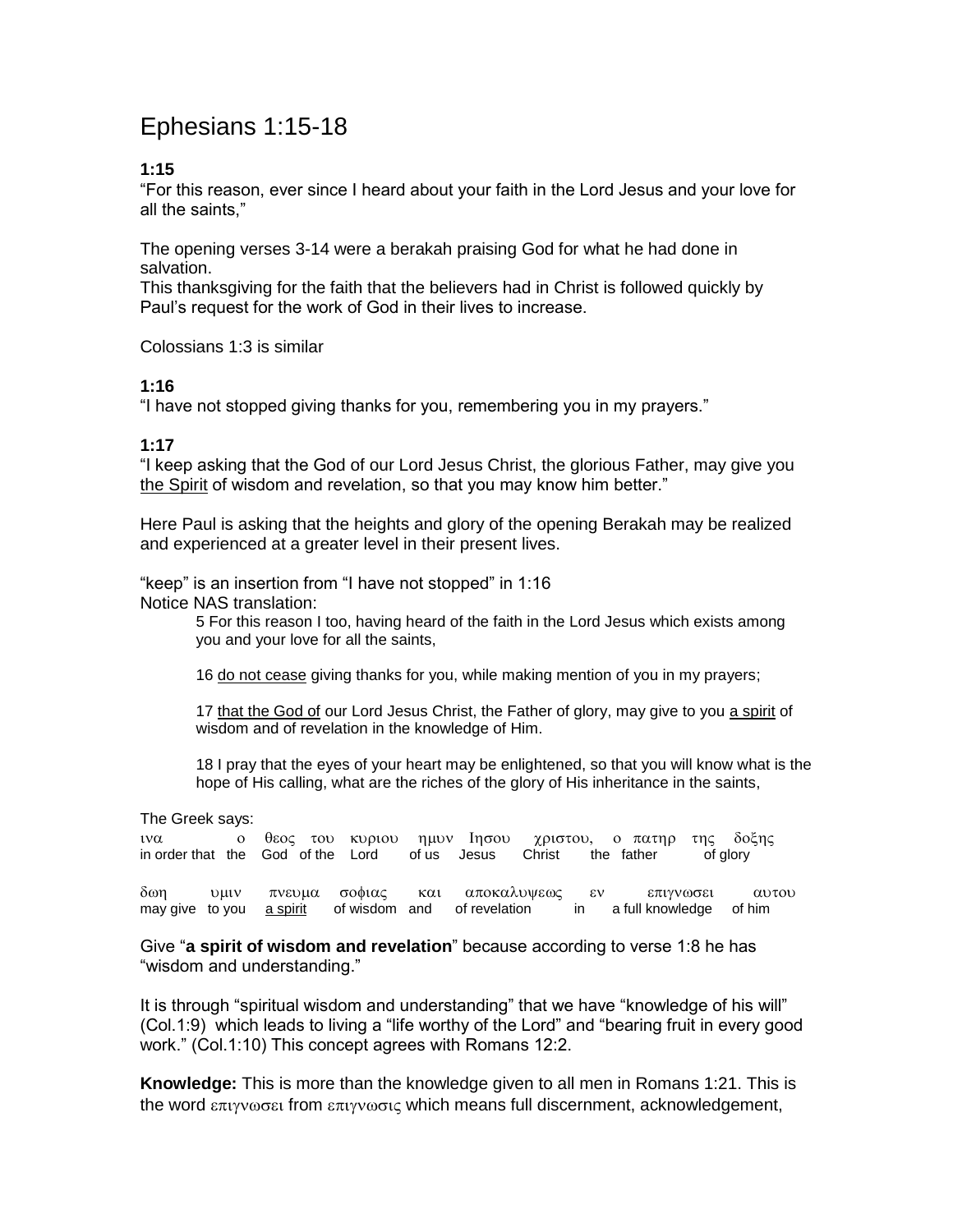# Ephesians 1:15-18

**1:15**

"For this reason, ever since I heard about your faith in the Lord Jesus and your love for all the saints,"

The opening verses 3-14 were a berakah praising God for what he had done in salvation.
This thanksgiving for the faith that the believers had in Christ is followed quickly by Paul's request for the work of God in their lives to increase.

Colossians 1:3 is similar

**1:16**

"I have not stopped giving thanks for you, remembering you in my prayers."

**1:17**

"I keep asking that the God of our Lord Jesus Christ, the glorious Father, may give you the Spirit of wisdom and revelation, so that you may know him better."

Here Paul is asking that the heights and glory of the opening Berakah may be realized and experienced at a greater level in their present lives.

"keep" is an insertion from "I have not stopped" in 1:16
Notice NAS translation:

> 5 For this reason I too, having heard of the faith in the Lord Jesus which exists among you and your love for all the saints,
>
> 16 do not cease giving thanks for you, while making mention of you in my prayers;
>
> 17 that the God of our Lord Jesus Christ, the Father of glory, may give to you a spirit of wisdom and of revelation in the knowledge of Him.
>
> 18 I pray that the eyes of your heart may be enlightened, so that you will know what is the hope of His calling, what are the riches of the glory of His inheritance in the saints,

The Greek says:

| ινα | ο | θεος | του | κυριου | ημων | Ιησου | χριστου, | ο | πατηρ | της δοξης |
|---|---|---|---|---|---|---|---|---|---|---|
| in order that | the | God | of the | Lord | of us | Jesus | Christ | the | father | of glory |

| δωη | υμιν | πνευμα | σοφιας | και | αποκαλυψεως | εν | επιγνωσει | αυτου |
|---|---|---|---|---|---|---|---|---|
| may give | to you | a spirit | of wisdom | and | of revelation | in | a full knowledge | of him |

Give "**a spirit of wisdom and revelation**" because according to verse 1:8 he has "wisdom and understanding."

It is through "spiritual wisdom and understanding" that we have "knowledge of his will" (Col.1:9) which leads to living a "life worthy of the Lord" and "bearing fruit in every good work." (Col.1:10) This concept agrees with Romans 12:2.

**Knowledge:** This is more than the knowledge given to all men in Romans 1:21. This is the word επιγνωσει from επιγνωσις which means full discernment, acknowledgement,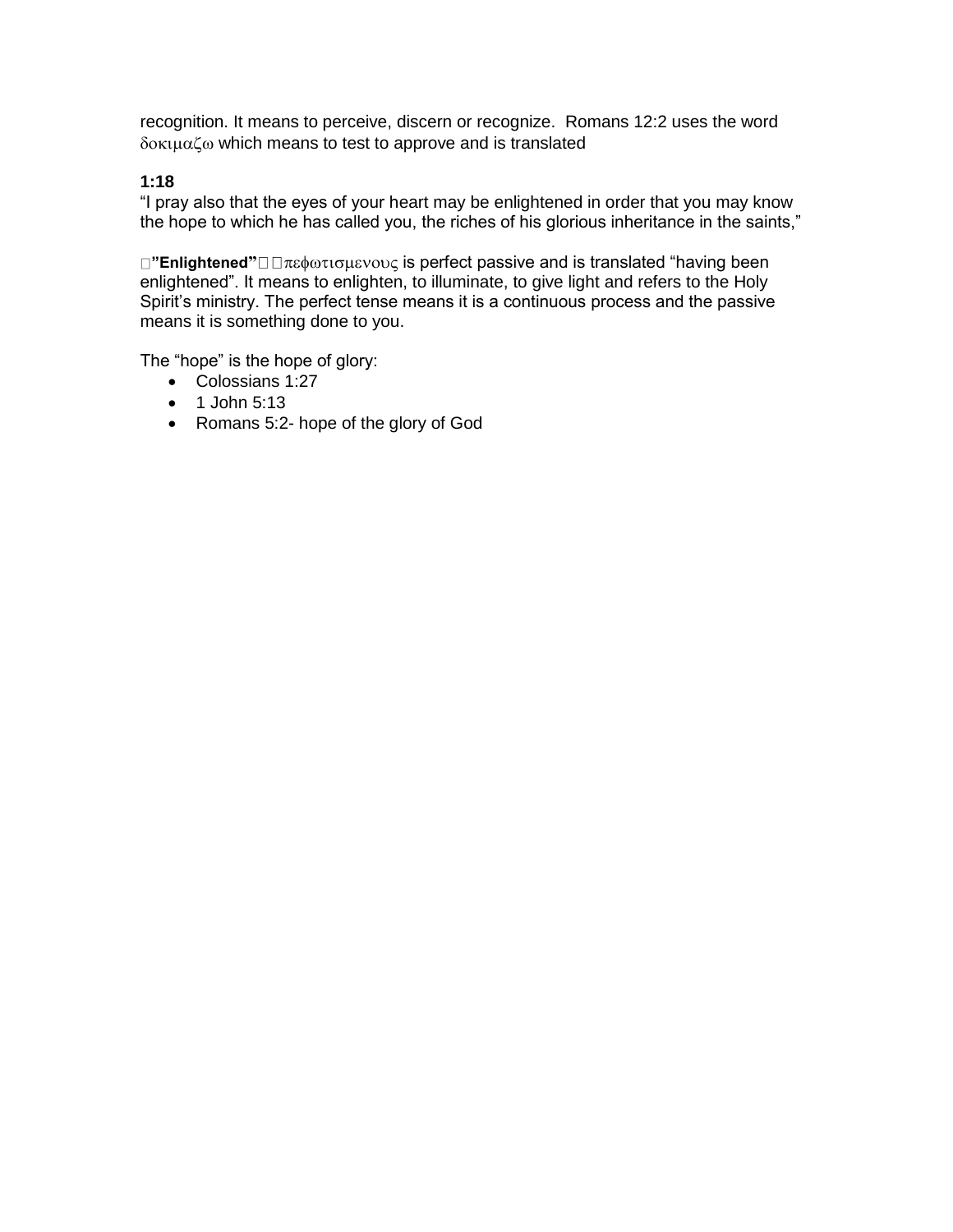recognition. It means to perceive, discern or recognize. Romans 12:2 uses the word δοκιμαζω which means to test to approve and is translated

**1:18**

“I pray also that the eyes of your heart may be enlightened in order that you may know the hope to which he has called you, the riches of his glorious inheritance in the saints,”

**”Enlightened”** πεφωτισμενους is perfect passive and is translated “having been enlightened”. It means to enlighten, to illuminate, to give light and refers to the Holy Spirit’s ministry. The perfect tense means it is a continuous process and the passive means it is something done to you.

The “hope” is the hope of glory:

- Colossians 1:27
- 1 John 5:13
- Romans 5:2- hope of the glory of God